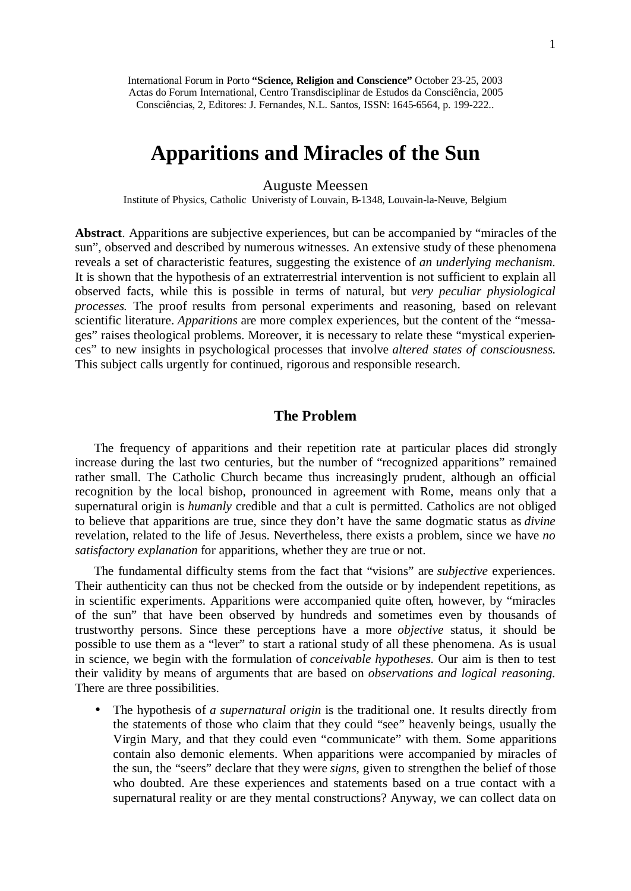International Forum in Porto **"Science, Religion and Conscience"** October 23-25, 2003
Actas do Forum International, Centro Transdisciplinar de Estudos da Consciência, 2005
Consciências, 2, Editores: J. Fernandes, N.L. Santos, ISSN: 1645-6564, p. 199-222..

# Apparitions and Miracles of the Sun

Auguste Meessen

Institute of Physics, Catholic Univeristy of Louvain, B-1348, Louvain-la-Neuve, Belgium

**Abstract**. Apparitions are subjective experiences, but can be accompanied by "miracles of the sun", observed and described by numerous witnesses. An extensive study of these phenomena reveals a set of characteristic features, suggesting the existence of *an underlying mechanism.* It is shown that the hypothesis of an extraterrestrial intervention is not sufficient to explain all observed facts, while this is possible in terms of natural, but *very peculiar physiological processes.* The proof results from personal experiments and reasoning, based on relevant scientific literature. *Apparitions* are more complex experiences, but the content of the "messages" raises theological problems. Moreover, it is necessary to relate these "mystical experiences" to new insights in psychological processes that involve *altered states of consciousness.* This subject calls urgently for continued, rigorous and responsible research.

## The Problem

The frequency of apparitions and their repetition rate at particular places did strongly increase during the last two centuries, but the number of "recognized apparitions" remained rather small. The Catholic Church became thus increasingly prudent, although an official recognition by the local bishop, pronounced in agreement with Rome, means only that a supernatural origin is *humanly* credible and that a cult is permitted. Catholics are not obliged to believe that apparitions are true, since they don't have the same dogmatic status as *divine* revelation, related to the life of Jesus. Nevertheless, there exists a problem, since we have *no satisfactory explanation* for apparitions, whether they are true or not.

The fundamental difficulty stems from the fact that "visions" are *subjective* experiences. Their authenticity can thus not be checked from the outside or by independent repetitions, as in scientific experiments. Apparitions were accompanied quite often, however, by "miracles of the sun" that have been observed by hundreds and sometimes even by thousands of trustworthy persons. Since these perceptions have a more *objective* status, it should be possible to use them as a "lever" to start a rational study of all these phenomena. As is usual in science, we begin with the formulation of *conceivable hypotheses.* Our aim is then to test their validity by means of arguments that are based on *observations and logical reasoning.* There are three possibilities.

- The hypothesis of *a supernatural origin* is the traditional one. It results directly from the statements of those who claim that they could "see" heavenly beings, usually the Virgin Mary, and that they could even "communicate" with them. Some apparitions contain also demonic elements. When apparitions were accompanied by miracles of the sun, the "seers" declare that they were *signs*, given to strengthen the belief of those who doubted. Are these experiences and statements based on a true contact with a supernatural reality or are they mental constructions? Anyway, we can collect data on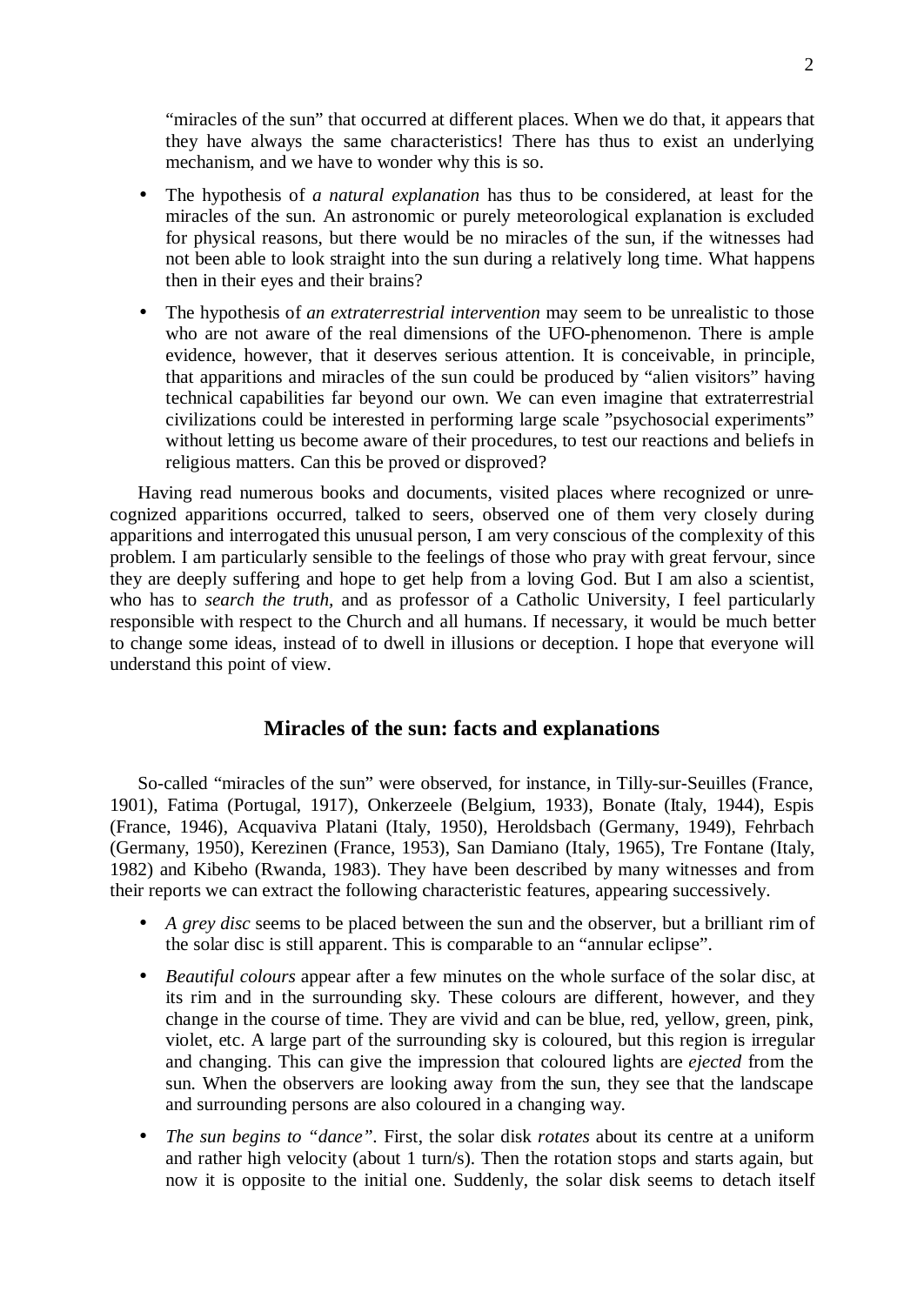"miracles of the sun" that occurred at different places. When we do that, it appears that they have always the same characteristics! There has thus to exist an underlying mechanism, and we have to wonder why this is so.

- The hypothesis of *a natural explanation* has thus to be considered, at least for the miracles of the sun. An astronomic or purely meteorological explanation is excluded for physical reasons, but there would be no miracles of the sun, if the witnesses had not been able to look straight into the sun during a relatively long time. What happens then in their eyes and their brains?
- The hypothesis of *an extraterrestrial intervention* may seem to be unrealistic to those who are not aware of the real dimensions of the UFO-phenomenon. There is ample evidence, however, that it deserves serious attention. It is conceivable, in principle, that apparitions and miracles of the sun could be produced by "alien visitors" having technical capabilities far beyond our own. We can even imagine that extraterrestrial civilizations could be interested in performing large scale "psychosocial experiments" without letting us become aware of their procedures, to test our reactions and beliefs in religious matters. Can this be proved or disproved?

Having read numerous books and documents, visited places where recognized or unrecognized apparitions occurred, talked to seers, observed one of them very closely during apparitions and interrogated this unusual person, I am very conscious of the complexity of this problem. I am particularly sensible to the feelings of those who pray with great fervour, since they are deeply suffering and hope to get help from a loving God. But I am also a scientist, who has to *search the truth*, and as professor of a Catholic University, I feel particularly responsible with respect to the Church and all humans. If necessary, it would be much better to change some ideas, instead of to dwell in illusions or deception. I hope that everyone will understand this point of view.

## Miracles of the sun: facts and explanations

So-called "miracles of the sun" were observed, for instance, in Tilly-sur-Seuilles (France, 1901), Fatima (Portugal, 1917), Onkerzeele (Belgium, 1933), Bonate (Italy, 1944), Espis (France, 1946), Acquaviva Platani (Italy, 1950), Heroldsbach (Germany, 1949), Fehrbach (Germany, 1950), Kerezinen (France, 1953), San Damiano (Italy, 1965), Tre Fontane (Italy, 1982) and Kibeho (Rwanda, 1983). They have been described by many witnesses and from their reports we can extract the following characteristic features, appearing successively.

- *A grey disc* seems to be placed between the sun and the observer, but a brilliant rim of the solar disc is still apparent. This is comparable to an "annular eclipse".
- *Beautiful colours* appear after a few minutes on the whole surface of the solar disc, at its rim and in the surrounding sky. These colours are different, however, and they change in the course of time. They are vivid and can be blue, red, yellow, green, pink, violet, etc. A large part of the surrounding sky is coloured, but this region is irregular and changing. This can give the impression that coloured lights are *ejected* from the sun. When the observers are looking away from the sun, they see that the landscape and surrounding persons are also coloured in a changing way.
- *The sun begins to "dance"*. First, the solar disk *rotates* about its centre at a uniform and rather high velocity (about 1 turn/s). Then the rotation stops and starts again, but now it is opposite to the initial one. Suddenly, the solar disk seems to detach itself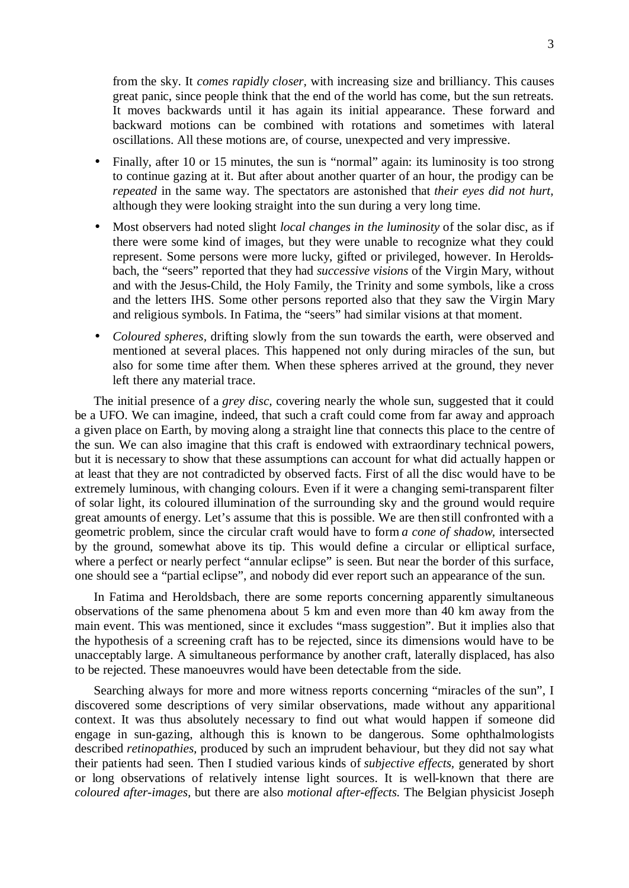from the sky. It *comes rapidly closer*, with increasing size and brilliancy. This causes great panic, since people think that the end of the world has come, but the sun retreats. It moves backwards until it has again its initial appearance. These forward and backward motions can be combined with rotations and sometimes with lateral oscillations. All these motions are, of course, unexpected and very impressive.

- Finally, after 10 or 15 minutes, the sun is "normal" again: its luminosity is too strong to continue gazing at it. But after about another quarter of an hour, the prodigy can be *repeated* in the same way. The spectators are astonished that *their eyes did not hurt*, although they were looking straight into the sun during a very long time.
- Most observers had noted slight *local changes in the luminosity* of the solar disc, as if there were some kind of images, but they were unable to recognize what they could represent. Some persons were more lucky, gifted or privileged, however. In Heroldsbach, the "seers" reported that they had *successive visions* of the Virgin Mary, without and with the Jesus-Child, the Holy Family, the Trinity and some symbols, like a cross and the letters IHS. Some other persons reported also that they saw the Virgin Mary and religious symbols. In Fatima, the "seers" had similar visions at that moment.
- *Coloured spheres*, drifting slowly from the sun towards the earth, were observed and mentioned at several places. This happened not only during miracles of the sun, but also for some time after them. When these spheres arrived at the ground, they never left there any material trace.

The initial presence of a *grey disc*, covering nearly the whole sun, suggested that it could be a UFO. We can imagine, indeed, that such a craft could come from far away and approach a given place on Earth, by moving along a straight line that connects this place to the centre of the sun. We can also imagine that this craft is endowed with extraordinary technical powers, but it is necessary to show that these assumptions can account for what did actually happen or at least that they are not contradicted by observed facts. First of all the disc would have to be extremely luminous, with changing colours. Even if it were a changing semi-transparent filter of solar light, its coloured illumination of the surrounding sky and the ground would require great amounts of energy. Let's assume that this is possible. We are then still confronted with a geometric problem, since the circular craft would have to form *a cone of shadow*, intersected by the ground, somewhat above its tip. This would define a circular or elliptical surface, where a perfect or nearly perfect "annular eclipse" is seen. But near the border of this surface, one should see a "partial eclipse", and nobody did ever report such an appearance of the sun.

In Fatima and Heroldsbach, there are some reports concerning apparently simultaneous observations of the same phenomena about 5 km and even more than 40 km away from the main event. This was mentioned, since it excludes "mass suggestion". But it implies also that the hypothesis of a screening craft has to be rejected, since its dimensions would have to be unacceptably large. A simultaneous performance by another craft, laterally displaced, has also to be rejected. These manoeuvres would have been detectable from the side.

Searching always for more and more witness reports concerning "miracles of the sun", I discovered some descriptions of very similar observations, made without any apparitional context. It was thus absolutely necessary to find out what would happen if someone did engage in sun-gazing, although this is known to be dangerous. Some ophthalmologists described *retinopathies*, produced by such an imprudent behaviour, but they did not say what their patients had seen. Then I studied various kinds of *subjective effects*, generated by short or long observations of relatively intense light sources. It is well-known that there are *coloured after-images*, but there are also *motional after-effects*. The Belgian physicist Joseph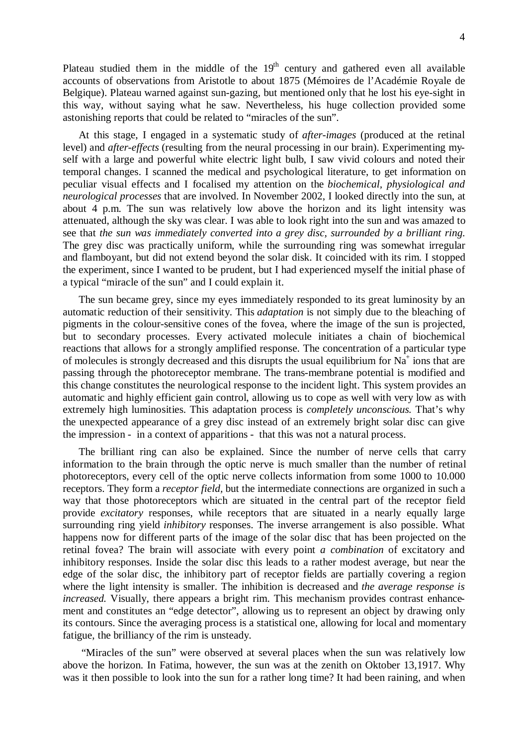Plateau studied them in the middle of the 19th century and gathered even all available accounts of observations from Aristotle to about 1875 (Mémoires de l'Académie Royale de Belgique). Plateau warned against sun-gazing, but mentioned only that he lost his eye-sight in this way, without saying what he saw. Nevertheless, his huge collection provided some astonishing reports that could be related to "miracles of the sun".

At this stage, I engaged in a systematic study of *after-images* (produced at the retinal level) and *after-effects* (resulting from the neural processing in our brain). Experimenting myself with a large and powerful white electric light bulb, I saw vivid colours and noted their temporal changes. I scanned the medical and psychological literature, to get information on peculiar visual effects and I focalised my attention on the *biochemical, physiological and neurological processes* that are involved. In November 2002, I looked directly into the sun, at about 4 p.m. The sun was relatively low above the horizon and its light intensity was attenuated, although the sky was clear. I was able to look right into the sun and was amazed to see that *the sun was immediately converted into a grey disc, surrounded by a brilliant ring.* The grey disc was practically uniform, while the surrounding ring was somewhat irregular and flamboyant, but did not extend beyond the solar disk. It coincided with its rim. I stopped the experiment, since I wanted to be prudent, but I had experienced myself the initial phase of a typical "miracle of the sun" and I could explain it.

The sun became grey, since my eyes immediately responded to its great luminosity by an automatic reduction of their sensitivity. This *adaptation* is not simply due to the bleaching of pigments in the colour-sensitive cones of the fovea, where the image of the sun is projected, but to secondary processes. Every activated molecule initiates a chain of biochemical reactions that allows for a strongly amplified response. The concentration of a particular type of molecules is strongly decreased and this disrupts the usual equilibrium for $Na^+$ ions that are passing through the photoreceptor membrane. The trans-membrane potential is modified and this change constitutes the neurological response to the incident light. This system provides an automatic and highly efficient gain control, allowing us to cope as well with very low as with extremely high luminosities. This adaptation process is *completely unconscious.* That's why the unexpected appearance of a grey disc instead of an extremely bright solar disc can give the impression - in a context of apparitions - that this was not a natural process.

The brilliant ring can also be explained. Since the number of nerve cells that carry information to the brain through the optic nerve is much smaller than the number of retinal photoreceptors, every cell of the optic nerve collects information from some 1000 to 10.000 receptors. They form a *receptor field,* but the intermediate connections are organized in such a way that those photoreceptors which are situated in the central part of the receptor field provide *excitatory* responses, while receptors that are situated in a nearly equally large surrounding ring yield *inhibitory* responses. The inverse arrangement is also possible. What happens now for different parts of the image of the solar disc that has been projected on the retinal fovea? The brain will associate with every point *a combination* of excitatory and inhibitory responses. Inside the solar disc this leads to a rather modest average, but near the edge of the solar disc, the inhibitory part of receptor fields are partially covering a region where the light intensity is smaller. The inhibition is decreased and *the average response is increased.* Visually, there appears a bright rim. This mechanism provides contrast enhancement and constitutes an "edge detector", allowing us to represent an object by drawing only its contours. Since the averaging process is a statistical one, allowing for local and momentary fatigue, the brilliancy of the rim is unsteady.

"Miracles of the sun" were observed at several places when the sun was relatively low above the horizon. In Fatima, however, the sun was at the zenith on Oktober 13,1917. Why was it then possible to look into the sun for a rather long time? It had been raining, and when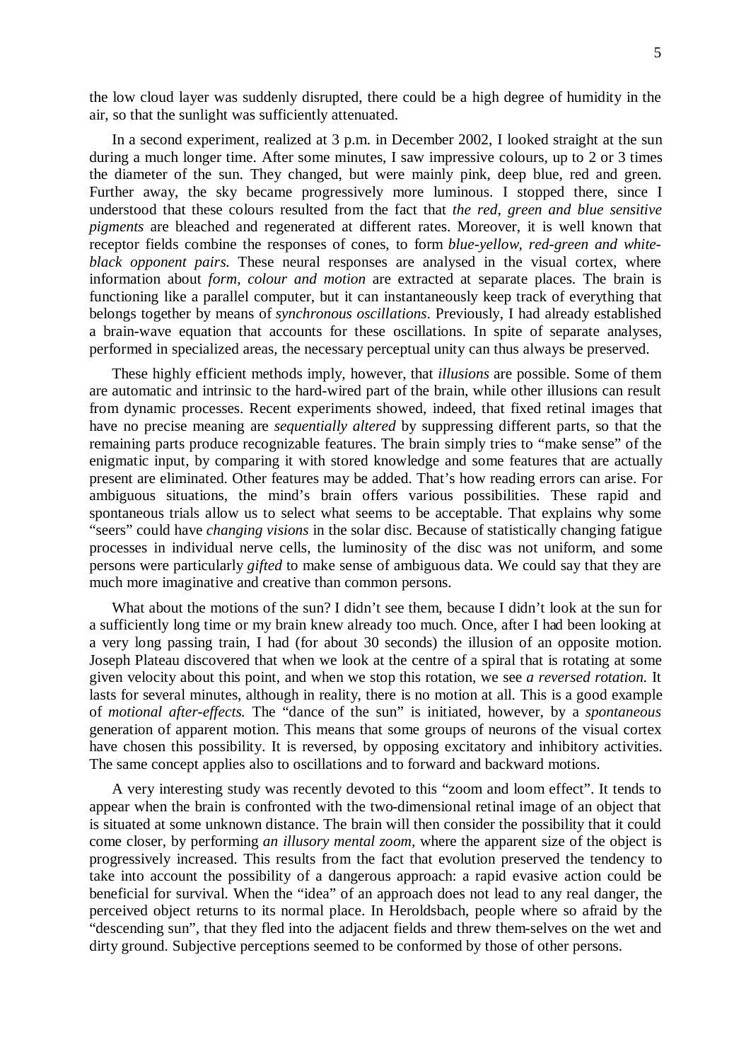the low cloud layer was suddenly disrupted, there could be a high degree of humidity in the air, so that the sunlight was sufficiently attenuated.

In a second experiment, realized at 3 p.m. in December 2002, I looked straight at the sun during a much longer time. After some minutes, I saw impressive colours, up to 2 or 3 times the diameter of the sun. They changed, but were mainly pink, deep blue, red and green. Further away, the sky became progressively more luminous. I stopped there, since I understood that these colours resulted from the fact that *the red, green and blue sensitive pigments* are bleached and regenerated at different rates. Moreover, it is well known that receptor fields combine the responses of cones, to form *blue-yellow, red-green and white-black opponent pairs.* These neural responses are analysed in the visual cortex, where information about *form, colour and motion* are extracted at separate places. The brain is functioning like a parallel computer, but it can instantaneously keep track of everything that belongs together by means of *synchronous oscillations.* Previously, I had already established a brain-wave equation that accounts for these oscillations. In spite of separate analyses, performed in specialized areas, the necessary perceptual unity can thus always be preserved.

These highly efficient methods imply, however, that *illusions* are possible. Some of them are automatic and intrinsic to the hard-wired part of the brain, while other illusions can result from dynamic processes. Recent experiments showed, indeed, that fixed retinal images that have no precise meaning are *sequentially altered* by suppressing different parts, so that the remaining parts produce recognizable features. The brain simply tries to "make sense" of the enigmatic input, by comparing it with stored knowledge and some features that are actually present are eliminated. Other features may be added. That's how reading errors can arise. For ambiguous situations, the mind's brain offers various possibilities. These rapid and spontaneous trials allow us to select what seems to be acceptable. That explains why some "seers" could have *changing visions* in the solar disc. Because of statistically changing fatigue processes in individual nerve cells, the luminosity of the disc was not uniform, and some persons were particularly *gifted* to make sense of ambiguous data. We could say that they are much more imaginative and creative than common persons.

What about the motions of the sun? I didn't see them, because I didn't look at the sun for a sufficiently long time or my brain knew already too much. Once, after I had been looking at a very long passing train, I had (for about 30 seconds) the illusion of an opposite motion. Joseph Plateau discovered that when we look at the centre of a spiral that is rotating at some given velocity about this point, and when we stop this rotation, we see *a reversed rotation.* It lasts for several minutes, although in reality, there is no motion at all. This is a good example of *motional after-effects.* The "dance of the sun" is initiated, however, by a *spontaneous* generation of apparent motion. This means that some groups of neurons of the visual cortex have chosen this possibility. It is reversed, by opposing excitatory and inhibitory activities. The same concept applies also to oscillations and to forward and backward motions.

A very interesting study was recently devoted to this "zoom and loom effect". It tends to appear when the brain is confronted with the two-dimensional retinal image of an object that is situated at some unknown distance. The brain will then consider the possibility that it could come closer, by performing *an illusory mental zoom,* where the apparent size of the object is progressively increased. This results from the fact that evolution preserved the tendency to take into account the possibility of a dangerous approach: a rapid evasive action could be beneficial for survival. When the "idea" of an approach does not lead to any real danger, the perceived object returns to its normal place. In Heroldsbach, people where so afraid by the "descending sun", that they fled into the adjacent fields and threw them-selves on the wet and dirty ground. Subjective perceptions seemed to be conformed by those of other persons.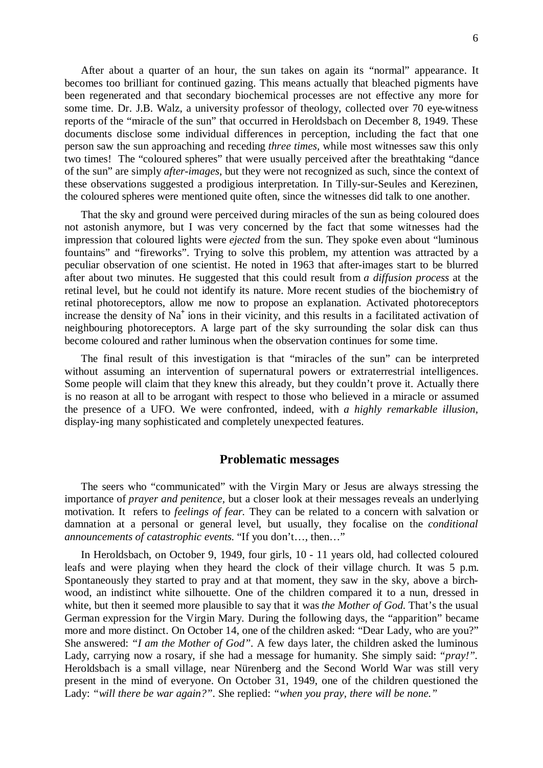After about a quarter of an hour, the sun takes on again its "normal" appearance. It becomes too brilliant for continued gazing. This means actually that bleached pigments have been regenerated and that secondary biochemical processes are not effective any more for some time. Dr. J.B. Walz, a university professor of theology, collected over 70 eye-witness reports of the "miracle of the sun" that occurred in Heroldsbach on December 8, 1949. These documents disclose some individual differences in perception, including the fact that one person saw the sun approaching and receding *three times*, while most witnesses saw this only two times! The "coloured spheres" that were usually perceived after the breathtaking "dance of the sun" are simply *after-images*, but they were not recognized as such, since the context of these observations suggested a prodigious interpretation. In Tilly-sur-Seules and Kerezinen, the coloured spheres were mentioned quite often, since the witnesses did talk to one another.

That the sky and ground were perceived during miracles of the sun as being coloured does not astonish anymore, but I was very concerned by the fact that some witnesses had the impression that coloured lights were *ejected* from the sun. They spoke even about "luminous fountains" and "fireworks". Trying to solve this problem, my attention was attracted by a peculiar observation of one scientist. He noted in 1963 that after-images start to be blurred after about two minutes. He suggested that this could result from *a diffusion process* at the retinal level, but he could not identify its nature. More recent studies of the biochemistry of retinal photoreceptors, allow me now to propose an explanation. Activated photoreceptors increase the density of $Na^+$ ions in their vicinity, and this results in a facilitated activation of neighbouring photoreceptors. A large part of the sky surrounding the solar disk can thus become coloured and rather luminous when the observation continues for some time.

The final result of this investigation is that "miracles of the sun" can be interpreted without assuming an intervention of supernatural powers or extraterrestrial intelligences. Some people will claim that they knew this already, but they couldn't prove it. Actually there is no reason at all to be arrogant with respect to those who believed in a miracle or assumed the presence of a UFO. We were confronted, indeed, with *a highly remarkable illusion*, display-ing many sophisticated and completely unexpected features.

## Problematic messages

The seers who "communicated" with the Virgin Mary or Jesus are always stressing the importance of *prayer and penitence*, but a closer look at their messages reveals an underlying motivation. It refers to *feelings of fear.* They can be related to a concern with salvation or damnation at a personal or general level, but usually, they focalise on the *conditional announcements of catastrophic events.* "If you don't…, then…"

In Heroldsbach, on October 9, 1949, four girls, 10 - 11 years old, had collected coloured leafs and were playing when they heard the clock of their village church. It was 5 p.m. Spontaneously they started to pray and at that moment, they saw in the sky, above a birch-wood, an indistinct white silhouette. One of the children compared it to a nun, dressed in white, but then it seemed more plausible to say that it was *the Mother of God.* That's the usual German expression for the Virgin Mary. During the following days, the "apparition" became more and more distinct. On October 14, one of the children asked: "Dear Lady, who are you?" She answered: *"I am the Mother of God"*. A few days later, the children asked the luminous Lady, carrying now a rosary, if she had a message for humanity. She simply said: *"pray!"*. Heroldsbach is a small village, near Nürenberg and the Second World War was still very present in the mind of everyone. On October 31, 1949, one of the children questioned the Lady: *"will there be war again?"*. She replied: *"when you pray, there will be none."*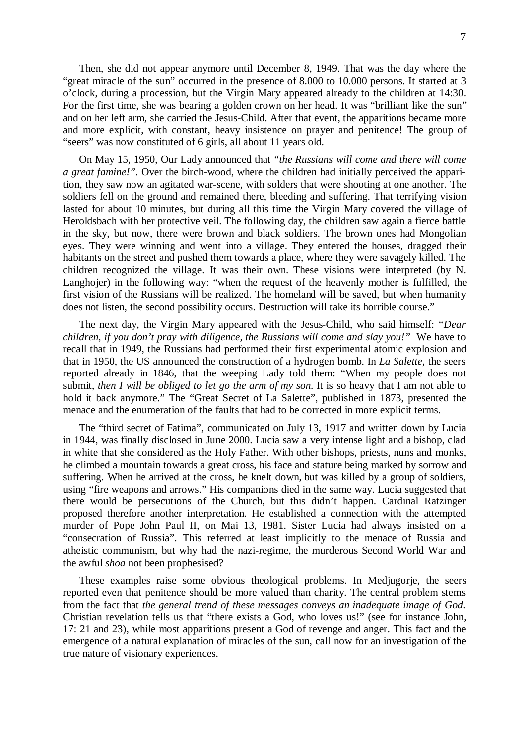Then, she did not appear anymore until December 8, 1949. That was the day where the "great miracle of the sun" occurred in the presence of 8.000 to 10.000 persons. It started at 3 o'clock, during a procession, but the Virgin Mary appeared already to the children at 14:30. For the first time, she was bearing a golden crown on her head. It was "brilliant like the sun" and on her left arm, she carried the Jesus-Child. After that event, the apparitions became more and more explicit, with constant, heavy insistence on prayer and penitence! The group of "seers" was now constituted of 6 girls, all about 11 years old.

On May 15, 1950, Our Lady announced that *"the Russians will come and there will come a great famine!"*. Over the birch-wood, where the children had initially perceived the apparition, they saw now an agitated war-scene, with solders that were shooting at one another. The soldiers fell on the ground and remained there, bleeding and suffering. That terrifying vision lasted for about 10 minutes, but during all this time the Virgin Mary covered the village of Heroldsbach with her protective veil. The following day, the children saw again a fierce battle in the sky, but now, there were brown and black soldiers. The brown ones had Mongolian eyes. They were winning and went into a village. They entered the houses, dragged their habitants on the street and pushed them towards a place, where they were savagely killed. The children recognized the village. It was their own. These visions were interpreted (by N. Langhojer) in the following way: "when the request of the heavenly mother is fulfilled, the first vision of the Russians will be realized. The homeland will be saved, but when humanity does not listen, the second possibility occurs. Destruction will take its horrible course."

The next day, the Virgin Mary appeared with the Jesus-Child, who said himself: *"Dear children, if you don't pray with diligence, the Russians will come and slay you!"* We have to recall that in 1949, the Russians had performed their first experimental atomic explosion and that in 1950, the US announced the construction of a hydrogen bomb. In *La Salette,* the seers reported already in 1846, that the weeping Lady told them: "When my people does not submit, *then I will be obliged to let go the arm of my son.* It is so heavy that I am not able to hold it back anymore." The "Great Secret of La Salette", published in 1873, presented the menace and the enumeration of the faults that had to be corrected in more explicit terms.

The "third secret of Fatima", communicated on July 13, 1917 and written down by Lucia in 1944, was finally disclosed in June 2000. Lucia saw a very intense light and a bishop, clad in white that she considered as the Holy Father. With other bishops, priests, nuns and monks, he climbed a mountain towards a great cross, his face and stature being marked by sorrow and suffering. When he arrived at the cross, he knelt down, but was killed by a group of soldiers, using "fire weapons and arrows." His companions died in the same way. Lucia suggested that there would be persecutions of the Church, but this didn't happen. Cardinal Ratzinger proposed therefore another interpretation. He established a connection with the attempted murder of Pope John Paul II, on Mai 13, 1981. Sister Lucia had always insisted on a "consecration of Russia". This referred at least implicitly to the menace of Russia and atheistic communism, but why had the nazi-regime, the murderous Second World War and the awful *shoa* not been prophesised?

These examples raise some obvious theological problems. In Medjugorje, the seers reported even that penitence should be more valued than charity. The central problem stems from the fact that *the general trend of these messages conveys an inadequate image of God.* Christian revelation tells us that "there exists a God, who loves us!" (see for instance John, 17: 21 and 23), while most apparitions present a God of revenge and anger. This fact and the emergence of a natural explanation of miracles of the sun, call now for an investigation of the true nature of visionary experiences.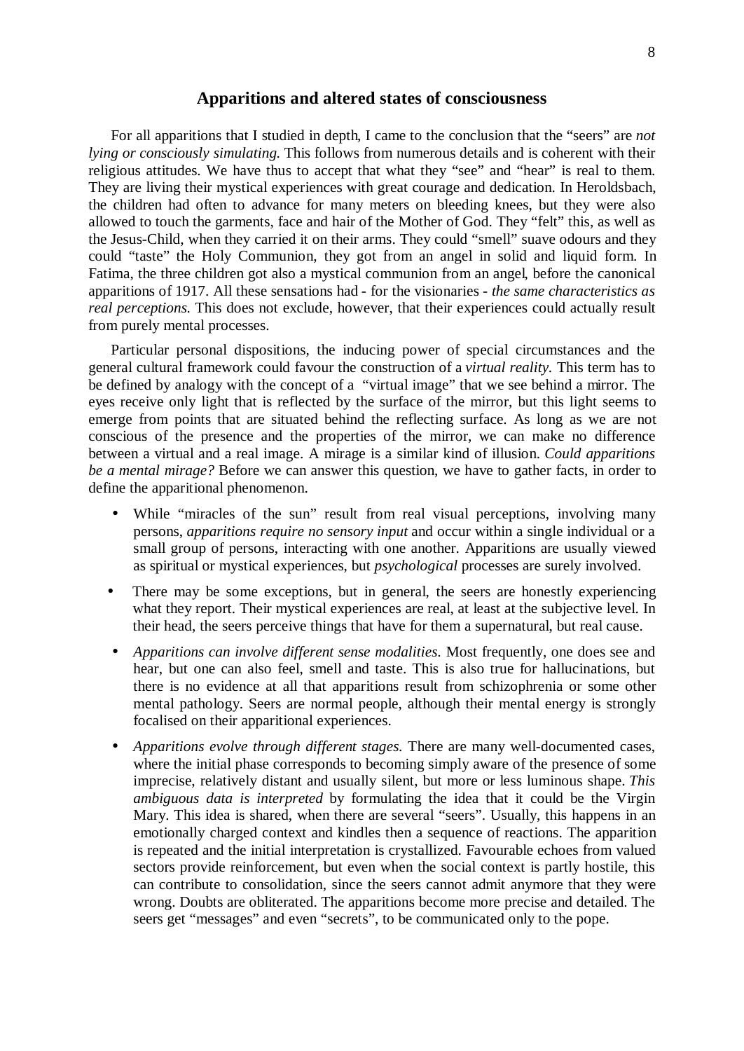## Apparitions and altered states of consciousness

For all apparitions that I studied in depth, I came to the conclusion that the "seers" are *not lying or consciously simulating.* This follows from numerous details and is coherent with their religious attitudes. We have thus to accept that what they "see" and "hear" is real to them. They are living their mystical experiences with great courage and dedication. In Heroldsbach, the children had often to advance for many meters on bleeding knees, but they were also allowed to touch the garments, face and hair of the Mother of God. They "felt" this, as well as the Jesus-Child, when they carried it on their arms. They could "smell" suave odours and they could "taste" the Holy Communion, they got from an angel in solid and liquid form. In Fatima, the three children got also a mystical communion from an angel, before the canonical apparitions of 1917. All these sensations had - for the visionaries - *the same characteristics as real perceptions.* This does not exclude, however, that their experiences could actually result from purely mental processes.

Particular personal dispositions, the inducing power of special circumstances and the general cultural framework could favour the construction of a *virtual reality.* This term has to be defined by analogy with the concept of a "virtual image" that we see behind a mirror. The eyes receive only light that is reflected by the surface of the mirror, but this light seems to emerge from points that are situated behind the reflecting surface. As long as we are not conscious of the presence and the properties of the mirror, we can make no difference between a virtual and a real image. A mirage is a similar kind of illusion. *Could apparitions be a mental mirage?* Before we can answer this question, we have to gather facts, in order to define the apparitional phenomenon.

- While "miracles of the sun" result from real visual perceptions, involving many persons, *apparitions require no sensory input* and occur within a single individual or a small group of persons, interacting with one another. Apparitions are usually viewed as spiritual or mystical experiences, but *psychological* processes are surely involved.
- There may be some exceptions, but in general, the seers are honestly experiencing what they report. Their mystical experiences are real, at least at the subjective level. In their head, the seers perceive things that have for them a supernatural, but real cause.
- *Apparitions can involve different sense modalities.* Most frequently, one does see and hear, but one can also feel, smell and taste. This is also true for hallucinations, but there is no evidence at all that apparitions result from schizophrenia or some other mental pathology. Seers are normal people, although their mental energy is strongly focalised on their apparitional experiences.
- *Apparitions evolve through different stages.* There are many well-documented cases, where the initial phase corresponds to becoming simply aware of the presence of some imprecise, relatively distant and usually silent, but more or less luminous shape. *This ambiguous data is interpreted* by formulating the idea that it could be the Virgin Mary. This idea is shared, when there are several "seers". Usually, this happens in an emotionally charged context and kindles then a sequence of reactions. The apparition is repeated and the initial interpretation is crystallized. Favourable echoes from valued sectors provide reinforcement, but even when the social context is partly hostile, this can contribute to consolidation, since the seers cannot admit anymore that they were wrong. Doubts are obliterated. The apparitions become more precise and detailed. The seers get "messages" and even "secrets", to be communicated only to the pope.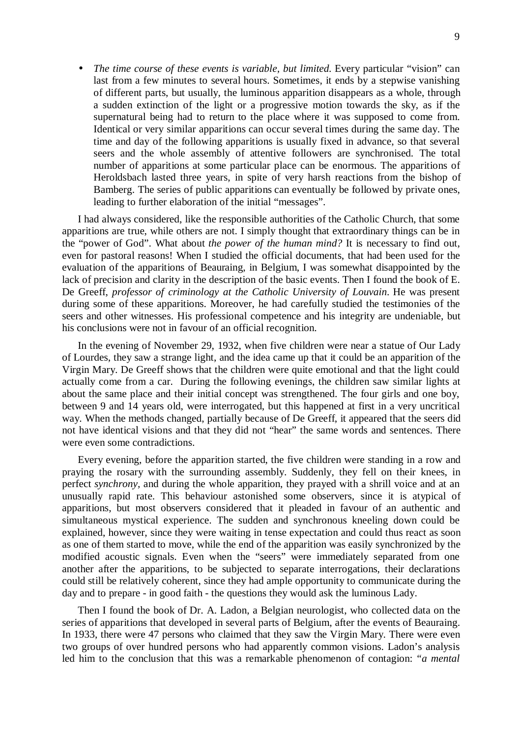- *The time course of these events is variable, but limited*. Every particular “vision” can last from a few minutes to several hours. Sometimes, it ends by a stepwise vanishing of different parts, but usually, the luminous apparition disappears as a whole, through a sudden extinction of the light or a progressive motion towards the sky, as if the supernatural being had to return to the place where it was supposed to come from. Identical or very similar apparitions can occur several times during the same day. The time and day of the following apparitions is usually fixed in advance, so that several seers and the whole assembly of attentive followers are synchronised. The total number of apparitions at some particular place can be enormous. The apparitions of Heroldsbach lasted three years, in spite of very harsh reactions from the bishop of Bamberg. The series of public apparitions can eventually be followed by private ones, leading to further elaboration of the initial “messages”.

I had always considered, like the responsible authorities of the Catholic Church, that some apparitions are true, while others are not. I simply thought that extraordinary things can be in the “power of God”. What about *the power of the human mind?* It is necessary to find out, even for pastoral reasons! When I studied the official documents, that had been used for the evaluation of the apparitions of Beauraing, in Belgium, I was somewhat disappointed by the lack of precision and clarity in the description of the basic events. Then I found the book of E. De Greeff, *professor of criminology at the Catholic University of Louvain*. He was present during some of these apparitions. Moreover, he had carefully studied the testimonies of the seers and other witnesses. His professional competence and his integrity are undeniable, but his conclusions were not in favour of an official recognition.

In the evening of November 29, 1932, when five children were near a statue of Our Lady of Lourdes, they saw a strange light, and the idea came up that it could be an apparition of the Virgin Mary. De Greeff shows that the children were quite emotional and that the light could actually come from a car. During the following evenings, the children saw similar lights at about the same place and their initial concept was strengthened. The four girls and one boy, between 9 and 14 years old, were interrogated, but this happened at first in a very uncritical way. When the methods changed, partially because of De Greeff, it appeared that the seers did not have identical visions and that they did not “hear” the same words and sentences. There were even some contradictions.

Every evening, before the apparition started, the five children were standing in a row and praying the rosary with the surrounding assembly. Suddenly, they fell on their knees, in perfect *synchrony*, and during the whole apparition, they prayed with a shrill voice and at an unusually rapid rate. This behaviour astonished some observers, since it is atypical of apparitions, but most observers considered that it pleaded in favour of an authentic and simultaneous mystical experience. The sudden and synchronous kneeling down could be explained, however, since they were waiting in tense expectation and could thus react as soon as one of them started to move, while the end of the apparition was easily synchronized by the modified acoustic signals. Even when the “seers” were immediately separated from one another after the apparitions, to be subjected to separate interrogations, their declarations could still be relatively coherent, since they had ample opportunity to communicate during the day and to prepare - in good faith - the questions they would ask the luminous Lady.

Then I found the book of Dr. A. Ladon, a Belgian neurologist, who collected data on the series of apparitions that developed in several parts of Belgium, after the events of Beauraing. In 1933, there were 47 persons who claimed that they saw the Virgin Mary. There were even two groups of over hundred persons who had apparently common visions. Ladon’s analysis led him to the conclusion that this was a remarkable phenomenon of contagion: “*a mental*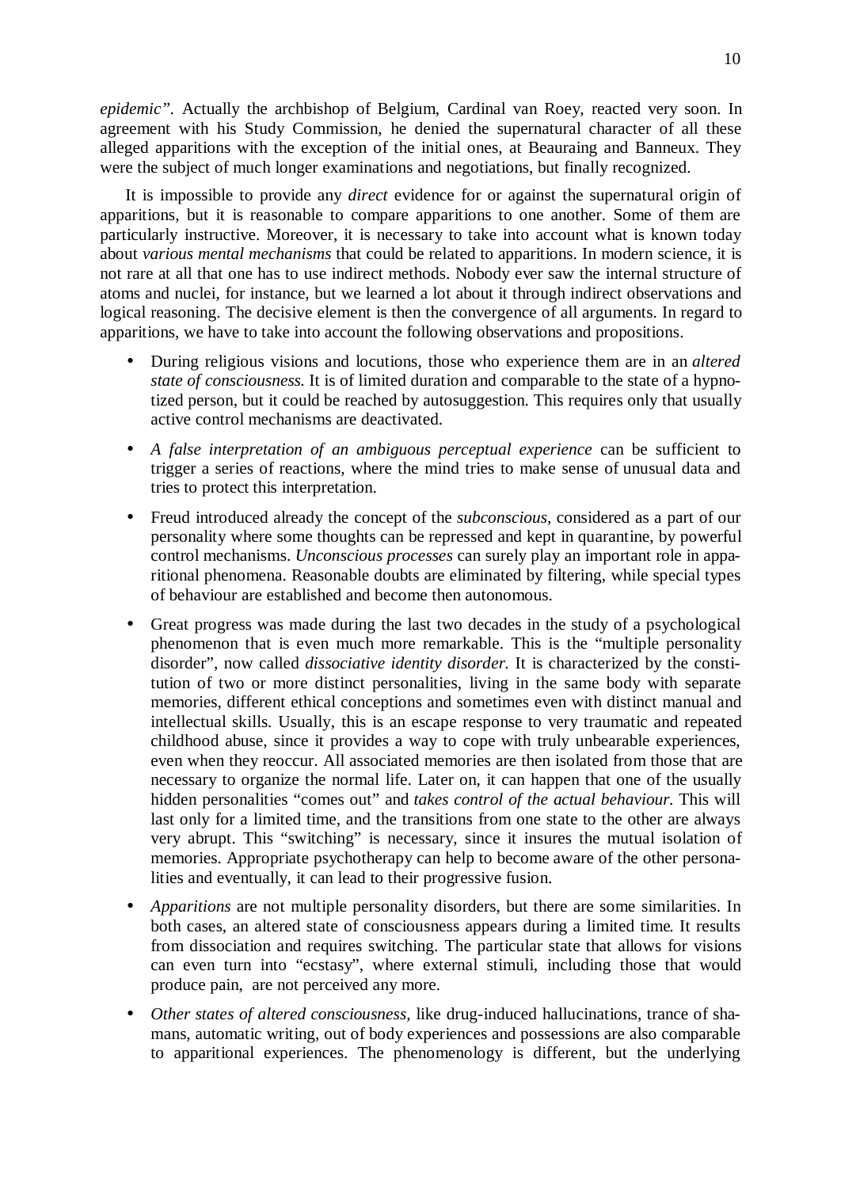*epidemic"*. Actually the archbishop of Belgium, Cardinal van Roey, reacted very soon. In agreement with his Study Commission, he denied the supernatural character of all these alleged apparitions with the exception of the initial ones, at Beauraing and Banneux. They were the subject of much longer examinations and negotiations, but finally recognized.

It is impossible to provide any *direct* evidence for or against the supernatural origin of apparitions, but it is reasonable to compare apparitions to one another. Some of them are particularly instructive. Moreover, it is necessary to take into account what is known today about *various mental mechanisms* that could be related to apparitions. In modern science, it is not rare at all that one has to use indirect methods. Nobody ever saw the internal structure of atoms and nuclei, for instance, but we learned a lot about it through indirect observations and logical reasoning. The decisive element is then the convergence of all arguments. In regard to apparitions, we have to take into account the following observations and propositions.

- During religious visions and locutions, those who experience them are in an *altered state of consciousness.* It is of limited duration and comparable to the state of a hypnotized person, but it could be reached by autosuggestion. This requires only that usually active control mechanisms are deactivated.
- *A false interpretation of an ambiguous perceptual experience* can be sufficient to trigger a series of reactions, where the mind tries to make sense of unusual data and tries to protect this interpretation.
- Freud introduced already the concept of the *subconscious,* considered as a part of our personality where some thoughts can be repressed and kept in quarantine, by powerful control mechanisms. *Unconscious processes* can surely play an important role in apparitional phenomena. Reasonable doubts are eliminated by filtering, while special types of behaviour are established and become then autonomous.
- Great progress was made during the last two decades in the study of a psychological phenomenon that is even much more remarkable. This is the "multiple personality disorder", now called *dissociative identity disorder.* It is characterized by the constitution of two or more distinct personalities, living in the same body with separate memories, different ethical conceptions and sometimes even with distinct manual and intellectual skills. Usually, this is an escape response to very traumatic and repeated childhood abuse, since it provides a way to cope with truly unbearable experiences, even when they reoccur. All associated memories are then isolated from those that are necessary to organize the normal life. Later on, it can happen that one of the usually hidden personalities "comes out" and *takes control of the actual behaviour.* This will last only for a limited time, and the transitions from one state to the other are always very abrupt. This "switching" is necessary, since it insures the mutual isolation of memories. Appropriate psychotherapy can help to become aware of the other personalities and eventually, it can lead to their progressive fusion.
- *Apparitions* are not multiple personality disorders, but there are some similarities. In both cases, an altered state of consciousness appears during a limited time. It results from dissociation and requires switching. The particular state that allows for visions can even turn into "ecstasy", where external stimuli, including those that would produce pain, are not perceived any more.
- *Other states of altered consciousness,* like drug-induced hallucinations, trance of shamans, automatic writing, out of body experiences and possessions are also comparable to apparitional experiences. The phenomenology is different, but the underlying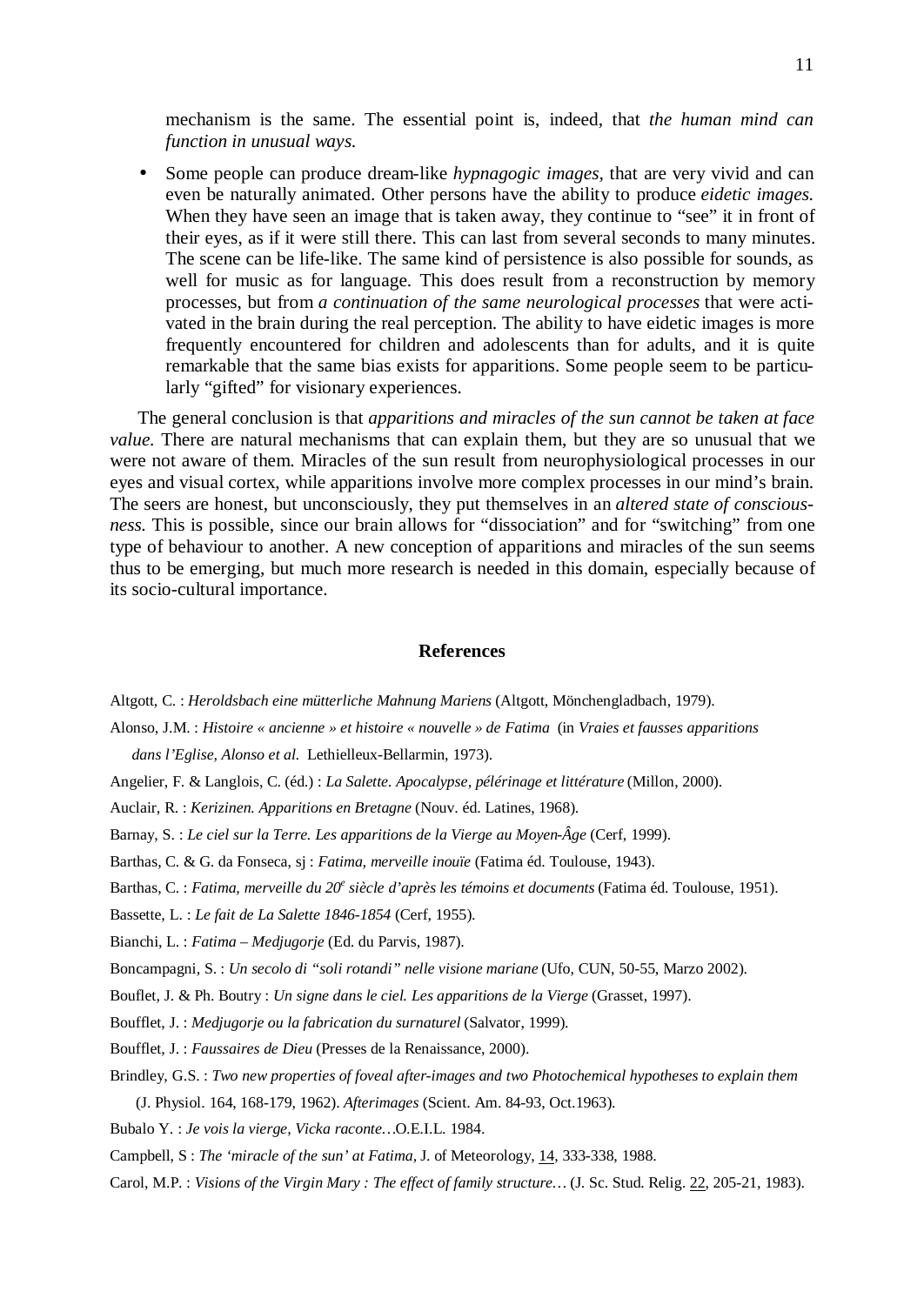mechanism is the same. The essential point is, indeed, that *the human mind can function in unusual ways.*

- Some people can produce dream-like *hypnagogic images*, that are very vivid and can even be naturally animated. Other persons have the ability to produce *eidetic images.* When they have seen an image that is taken away, they continue to "see" it in front of their eyes, as if it were still there. This can last from several seconds to many minutes. The scene can be life-like. The same kind of persistence is also possible for sounds, as well for music as for language. This does result from a reconstruction by memory processes, but from *a continuation of the same neurological processes* that were activated in the brain during the real perception. The ability to have eidetic images is more frequently encountered for children and adolescents than for adults, and it is quite remarkable that the same bias exists for apparitions. Some people seem to be particularly "gifted" for visionary experiences.

The general conclusion is that *apparitions and miracles of the sun cannot be taken at face value.* There are natural mechanisms that can explain them, but they are so unusual that we were not aware of them. Miracles of the sun result from neurophysiological processes in our eyes and visual cortex, while apparitions involve more complex processes in our mind's brain. The seers are honest, but unconsciously, they put themselves in an *altered state of consciousness.* This is possible, since our brain allows for "dissociation" and for "switching" from one type of behaviour to another. A new conception of apparitions and miracles of the sun seems thus to be emerging, but much more research is needed in this domain, especially because of its socio-cultural importance.

## References

Altgott, C. : *Heroldsbach eine mütterliche Mahnung Mariens* (Altgott, Mönchengladbach, 1979).

Alonso, J.M. : *Histoire « ancienne » et histoire « nouvelle » de Fatima* (in *Vraies et fausses apparitions dans l'Eglise, Alonso et al.* Lethielleux-Bellarmin, 1973).

Angelier, F. & Langlois, C. (éd.) : *La Salette. Apocalypse, pélérinage et littérature* (Millon, 2000).

Auclair, R. : *Kerizinen. Apparitions en Bretagne* (Nouv. éd. Latines, 1968).

Barnay, S. : *Le ciel sur la Terre. Les apparitions de la Vierge au Moyen-Âge* (Cerf, 1999).

Barthas, C. & G. da Fonseca, sj : *Fatima, merveille inouïe* (Fatima éd. Toulouse, 1943).

Barthas, C. : *Fatima, merveille du 20e siècle d'après les témoins et documents* (Fatima éd. Toulouse, 1951).

Bassette, L. : *Le fait de La Salette 1846-1854* (Cerf, 1955).

Bianchi, L. : *Fatima – Medjugorje* (Ed. du Parvis, 1987).

Boncampagni, S. : *Un secolo di "soli rotandi" nelle visione mariane* (Ufo, CUN, 50-55, Marzo 2002).

Bouflet, J. & Ph. Boutry : *Un signe dans le ciel. Les apparitions de la Vierge* (Grasset, 1997).

Boufflet, J. : *Medjugorje ou la fabrication du surnaturel* (Salvator, 1999).

Boufflet, J. : *Faussaires de Dieu* (Presses de la Renaissance, 2000).

Brindley, G.S. : *Two new properties of foveal after-images and two Photochemical hypotheses to explain them* (J. Physiol. 164, 168-179, 1962). *Afterimages* (Scient. Am. 84-93, Oct.1963).

Bubalo Y. : *Je vois la vierge, Vicka raconte…*O.E.I.L. 1984.

Campbell, S : *The 'miracle of the sun' at Fatima,* J. of Meteorology, 14, 333-338, 1988.

Carol, M.P. : *Visions of the Virgin Mary : The effect of family structure…* (J. Sc. Stud. Relig. 22, 205-21, 1983).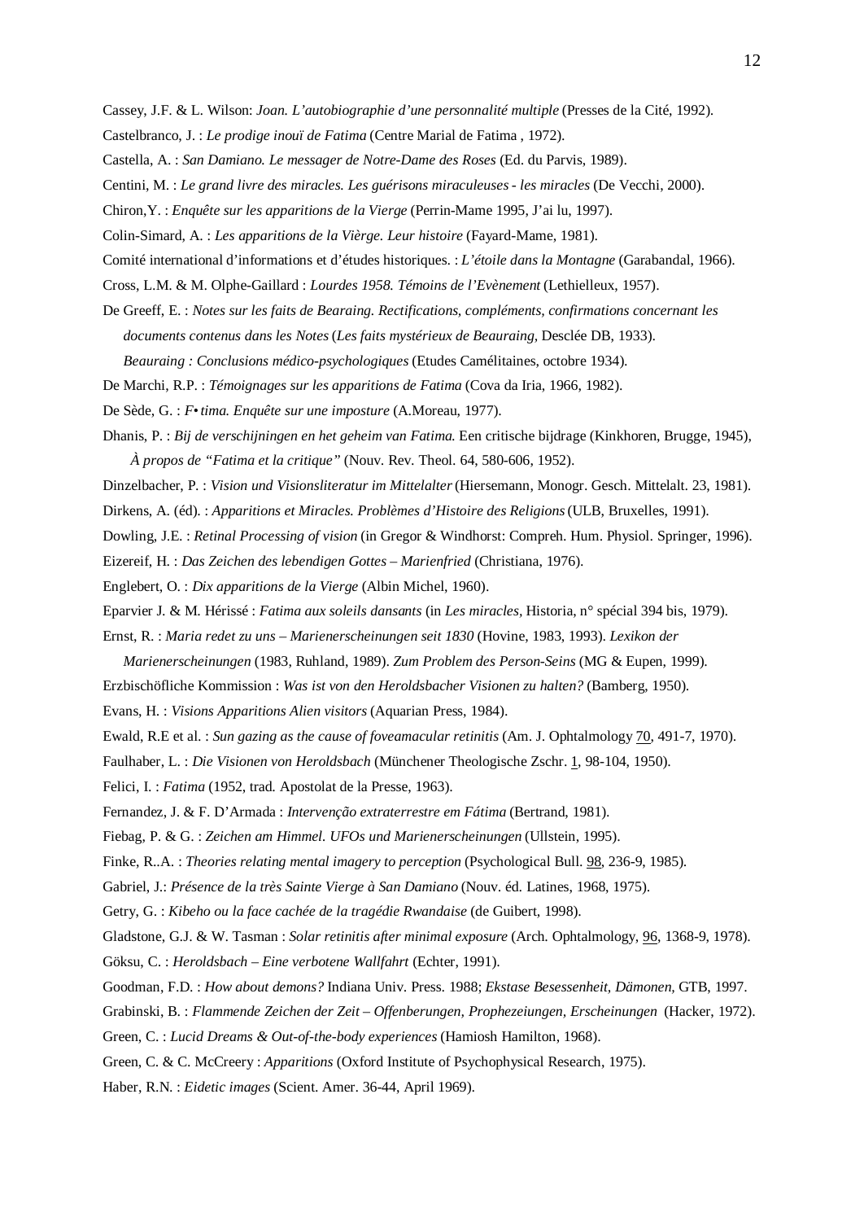Cassey, J.F. & L. Wilson: *Joan. L'autobiographie d'une personnalité multiple* (Presses de la Cité, 1992).

Castelbranco, J. : *Le prodige inouï de Fatima* (Centre Marial de Fatima , 1972).

Castella, A. : *San Damiano. Le messager de Notre-Dame des Roses* (Ed. du Parvis, 1989).

Centini, M. : *Le grand livre des miracles. Les guérisons miraculeuses - les miracles* (De Vecchi, 2000).

Chiron,Y. : *Enquête sur les apparitions de la Vierge* (Perrin-Mame 1995, J'ai lu, 1997).

Colin-Simard, A. : *Les apparitions de la Vièrge. Leur histoire* (Fayard-Mame, 1981).

Comité international d'informations et d'études historiques. : *L'étoile dans la Montagne* (Garabandal, 1966).

Cross, L.M. & M. Olphe-Gaillard : *Lourdes 1958. Témoins de l'Evènement* (Lethielleux, 1957).

De Greeff, E. : *Notes sur les faits de Bearaing. Rectifications, compléments, confirmations concernant les documents contenus dans les Notes* (*Les faits mystérieux de Beauraing*, Desclée DB, 1933).
*Beauraing : Conclusions médico-psychologiques* (Etudes Camélitaines, octobre 1934).

De Marchi, R.P. : *Témoignages sur les apparitions de Fatima* (Cova da Iria, 1966, 1982).

De Sède, G. : *F•tima. Enquête sur une imposture* (A.Moreau, 1977).

Dhanis, P. : *Bij de verschijningen en het geheim van Fatima.* Een critische bijdrage (Kinkhoren, Brugge, 1945), *À propos de "Fatima et la critique"* (Nouv. Rev. Theol. 64, 580-606, 1952).

Dinzelbacher, P. : *Vision und Visionsliteratur im Mittelalter* (Hiersemann, Monogr. Gesch. Mittelalt. 23, 1981).

Dirkens, A. (éd). : *Apparitions et Miracles. Problèmes d'Histoire des Religions* (ULB, Bruxelles, 1991).

Dowling, J.E. : *Retinal Processing of vision* (in Gregor & Windhorst: Compreh. Hum. Physiol. Springer, 1996).

Eizereif, H. : *Das Zeichen des lebendigen Gottes – Marienfried* (Christiana, 1976).

Englebert, O. : *Dix apparitions de la Vierge* (Albin Michel, 1960).

Eparvier J. & M. Hérissé : *Fatima aux soleils dansants* (in *Les miracles*, Historia, n° spécial 394 bis, 1979).

Ernst, R. : *Maria redet zu uns – Marienerscheinungen seit 1830* (Hovine, 1983, 1993). *Lexikon der Marienerscheinungen* (1983, Ruhland, 1989). *Zum Problem des Person-Seins* (MG & Eupen, 1999).

Erzbischöfliche Kommission : *Was ist von den Heroldsbacher Visionen zu halten?* (Bamberg, 1950).

Evans, H. : *Visions Apparitions Alien visitors* (Aquarian Press, 1984).

Ewald, R.E et al. : *Sun gazing as the cause of foveamacular retinitis* (Am. J. Ophtalmology 70, 491-7, 1970).

Faulhaber, L. : *Die Visionen von Heroldsbach* (Münchener Theologische Zschr. 1, 98-104, 1950).

Felici, I. : *Fatima* (1952, trad. Apostolat de la Presse, 1963).

Fernandez, J. & F. D'Armada : *Intervenção extraterrestre em Fátima* (Bertrand, 1981).

Fiebag, P. & G. : *Zeichen am Himmel. UFOs und Marienerscheinungen* (Ullstein, 1995).

Finke, R..A. : *Theories relating mental imagery to perception* (Psychological Bull. 98, 236-9, 1985).

Gabriel, J.: *Présence de la très Sainte Vierge à San Damiano* (Nouv. éd. Latines, 1968, 1975).

Getry, G. : *Kibeho ou la face cachée de la tragédie Rwandaise* (de Guibert, 1998).

Gladstone, G.J. & W. Tasman : *Solar retinitis after minimal exposure* (Arch. Ophtalmology, 96, 1368-9, 1978).

Göksu, C. : *Heroldsbach – Eine verbotene Wallfahrt* (Echter, 1991).

Goodman, F.D. : *How about demons?* Indiana Univ. Press. 1988; *Ekstase Besessenheit, Dämonen,* GTB, 1997.

Grabinski, B. : *Flammende Zeichen der Zeit – Offenberungen, Prophezeiungen, Erscheinungen* (Hacker, 1972).

Green, C. : *Lucid Dreams & Out-of-the-body experiences* (Hamiosh Hamilton, 1968).

Green, C. & C. McCreery : *Apparitions* (Oxford Institute of Psychophysical Research, 1975).

Haber, R.N. : *Eidetic images* (Scient. Amer. 36-44, April 1969).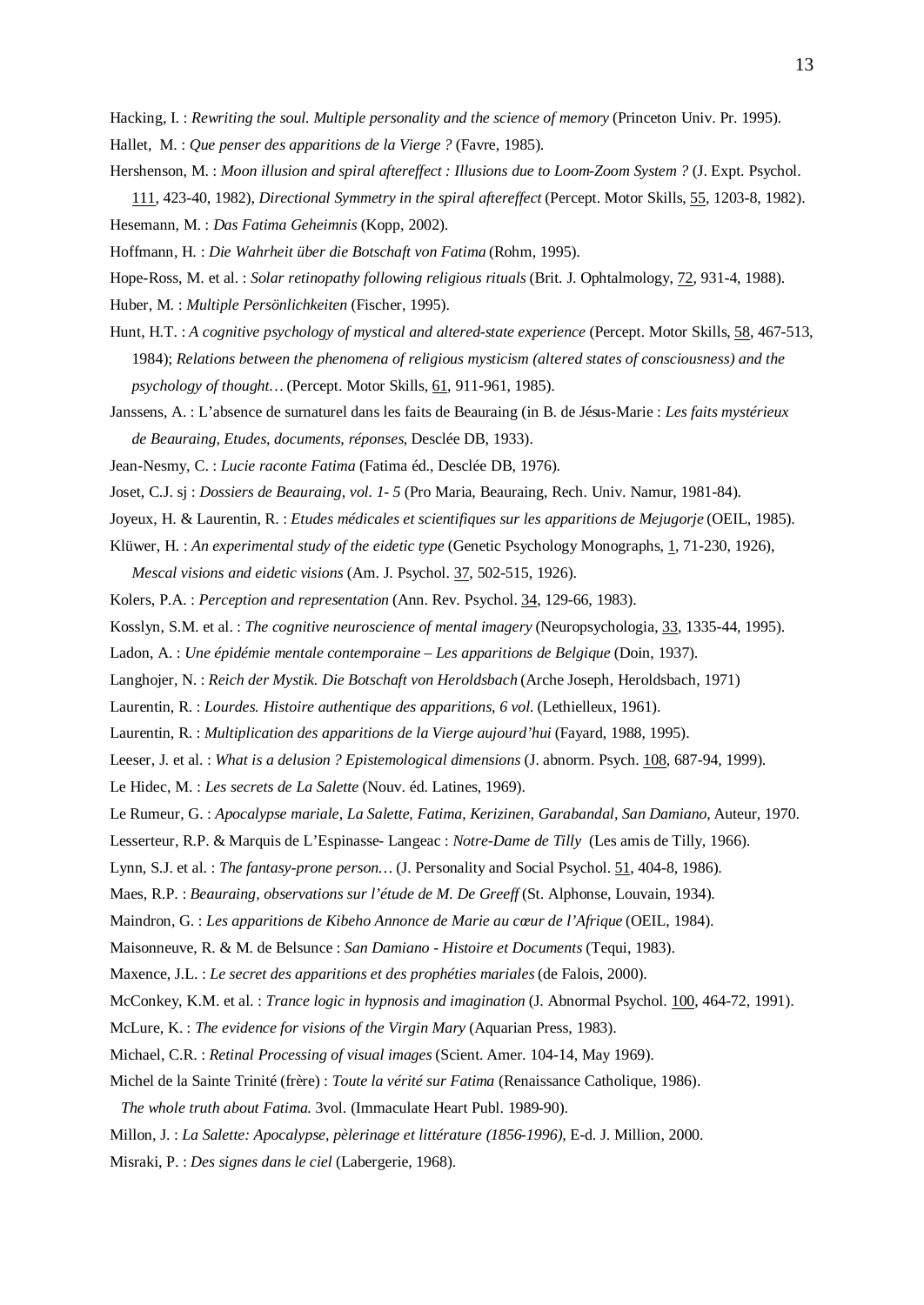Hacking, I. : *Rewriting the soul. Multiple personality and the science of memory* (Princeton Univ. Pr. 1995).

Hallet, M. : *Que penser des apparitions de la Vierge ?* (Favre, 1985).

Hershenson, M. : *Moon illusion and spiral aftereffect : Illusions due to Loom-Zoom System ?* (J. Expt. Psychol. 111, 423-40, 1982), *Directional Symmetry in the spiral aftereffect* (Percept. Motor Skills, 55, 1203-8, 1982).

Hesemann, M. : *Das Fatima Geheimnis* (Kopp, 2002).

Hoffmann, H. : *Die Wahrheit über die Botschaft von Fatima* (Rohm, 1995).

Hope-Ross, M. et al. : *Solar retinopathy following religious rituals* (Brit. J. Ophtalmology, 72, 931-4, 1988).

Huber, M. : *Multiple Persönlichkeiten* (Fischer, 1995).

Hunt, H.T. : *A cognitive psychology of mystical and altered-state experience* (Percept. Motor Skills, 58, 467-513, 1984); *Relations between the phenomena of religious mysticism (altered states of consciousness) and the psychology of thought…* (Percept. Motor Skills, 61, 911-961, 1985).

Janssens, A. : L'absence de surnaturel dans les faits de Beauraing (in B. de Jésus-Marie : *Les faits mystérieux de Beauraing, Etudes, documents, réponses*, Desclée DB, 1933).

Jean-Nesmy, C. : *Lucie raconte Fatima* (Fatima éd., Desclée DB, 1976).

Joset, C.J. sj : *Dossiers de Beauraing, vol. 1- 5* (Pro Maria, Beauraing, Rech. Univ. Namur, 1981-84).

Joyeux, H. & Laurentin, R. : *Etudes médicales et scientifiques sur les apparitions de Mejugorje* (OEIL, 1985).

Klüwer, H. : *An experimental study of the eidetic type* (Genetic Psychology Monographs, 1, 71-230, 1926), *Mescal visions and eidetic visions* (Am. J. Psychol. 37, 502-515, 1926).

Kolers, P.A. : *Perception and representation* (Ann. Rev. Psychol. 34, 129-66, 1983).

Kosslyn, S.M. et al. : *The cognitive neuroscience of mental imagery* (Neuropsychologia, 33, 1335-44, 1995).

Ladon, A. : *Une épidémie mentale contemporaine – Les apparitions de Belgique* (Doin, 1937).

Langhojer, N. : *Reich der Mystik. Die Botschaft von Heroldsbach* (Arche Joseph, Heroldsbach, 1971)

Laurentin, R. : *Lourdes. Histoire authentique des apparitions, 6 vol.* (Lethielleux, 1961).

Laurentin, R. : *Multiplication des apparitions de la Vierge aujourd'hui* (Fayard, 1988, 1995).

Leeser, J. et al. : *What is a delusion ? Epistemological dimensions* (J. abnorm. Psych. 108, 687-94, 1999).

Le Hidec, M. : *Les secrets de La Salette* (Nouv. éd. Latines, 1969).

Le Rumeur, G. : *Apocalypse mariale, La Salette, Fatima, Kerizinen, Garabandal, San Damiano*, Auteur, 1970.

Lesserteur, R.P. & Marquis de L'Espinasse- Langeac : *Notre-Dame de Tilly* (Les amis de Tilly, 1966).

Lynn, S.J. et al. : *The fantasy-prone person…* (J. Personality and Social Psychol. 51, 404-8, 1986).

Maes, R.P. : *Beauraing, observations sur l'étude de M. De Greeff* (St. Alphonse, Louvain, 1934).

Maindron, G. : *Les apparitions de Kibeho Annonce de Marie au cœur de l'Afrique* (OEIL, 1984).

Maisonneuve, R. & M. de Belsunce : *San Damiano - Histoire et Documents* (Tequi, 1983).

Maxence, J.L. : *Le secret des apparitions et des prophéties mariales* (de Falois, 2000).

McConkey, K.M. et al. : *Trance logic in hypnosis and imagination* (J. Abnormal Psychol. 100, 464-72, 1991).

McLure, K. : *The evidence for visions of the Virgin Mary* (Aquarian Press, 1983).

Michael, C.R. : *Retinal Processing of visual images* (Scient. Amer. 104-14, May 1969).

Michel de la Sainte Trinité (frère) : *Toute la vérité sur Fatima* (Renaissance Catholique, 1986). *The whole truth about Fatima*. 3vol. (Immaculate Heart Publ. 1989-90).

Millon, J. : *La Salette: Apocalypse, pèlerinage et littérature (1856-1996)*, E-d. J. Million, 2000.

Misraki, P. : *Des signes dans le ciel* (Labergerie, 1968).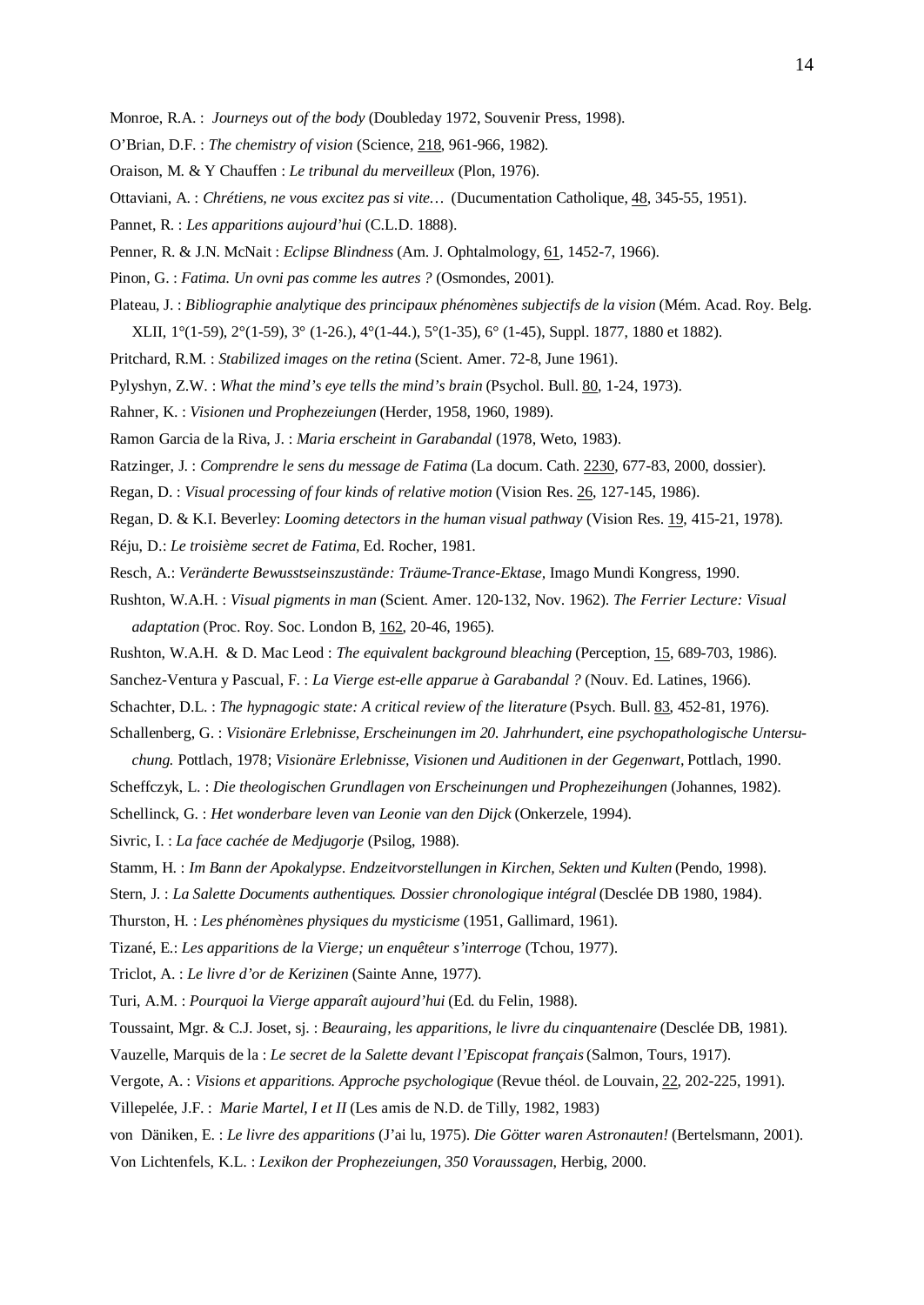Monroe, R.A. : *Journeys out of the body* (Doubleday 1972, Souvenir Press, 1998).

O'Brian, D.F. : *The chemistry of vision* (Science, 218, 961-966, 1982).

Oraison, M. & Y Chauffen : *Le tribunal du merveilleux* (Plon, 1976).

Ottaviani, A. : *Chrétiens, ne vous excitez pas si vite…* (Ducumentation Catholique, 48, 345-55, 1951).

Pannet, R. : *Les apparitions aujourd'hui* (C.L.D. 1888).

Penner, R. & J.N. McNait : *Eclipse Blindness* (Am. J. Ophtalmology, 61, 1452-7, 1966).

Pinon, G. : *Fatima. Un ovni pas comme les autres ?* (Osmondes, 2001).

Plateau, J. : *Bibliographie analytique des principaux phénomènes subjectifs de la vision* (Mém. Acad. Roy. Belg. XLII, 1°(1-59), 2°(1-59), 3° (1-26.), 4°(1-44.), 5°(1-35), 6° (1-45), Suppl. 1877, 1880 et 1882).

Pritchard, R.M. : *Stabilized images on the retina* (Scient. Amer. 72-8, June 1961).

Pylyshyn, Z.W. : *What the mind's eye tells the mind's brain* (Psychol. Bull. 80, 1-24, 1973).

Rahner, K. : *Visionen und Prophezeiungen* (Herder, 1958, 1960, 1989).

Ramon Garcia de la Riva, J. : *Maria erscheint in Garabandal* (1978, Weto, 1983).

Ratzinger, J. : *Comprendre le sens du message de Fatima* (La docum. Cath. 2230, 677-83, 2000, dossier).

Regan, D. : *Visual processing of four kinds of relative motion* (Vision Res. 26, 127-145, 1986).

Regan, D. & K.I. Beverley: *Looming detectors in the human visual pathway* (Vision Res. 19, 415-21, 1978).

Réju, D.: *Le troisième secret de Fatima,* Ed. Rocher, 1981.

Resch, A.: *Veränderte Bewusstseinszustände: Träume-Trance-Ektase,* Imago Mundi Kongress, 1990.

Rushton, W.A.H. : *Visual pigments in man* (Scient. Amer. 120-132, Nov. 1962). *The Ferrier Lecture: Visual adaptation* (Proc. Roy. Soc. London B, 162, 20-46, 1965).

Rushton, W.A.H. & D. Mac Leod : *The equivalent background bleaching* (Perception, 15, 689-703, 1986).

Sanchez-Ventura y Pascual, F. : *La Vierge est-elle apparue à Garabandal ?* (Nouv. Ed. Latines, 1966).

Schachter, D.L. : *The hypnagogic state: A critical review of the literature* (Psych. Bull. 83, 452-81, 1976).

Schallenberg, G. : *Visionäre Erlebnisse, Erscheinungen im 20. Jahrhundert, eine psychopathologische Untersuchung.* Pottlach, 1978; *Visionäre Erlebnisse, Visionen und Auditionen in der Gegenwart,* Pottlach, 1990.

Scheffczyk, L. : *Die theologischen Grundlagen von Erscheinungen und Prophezeihungen* (Johannes, 1982).

Schellinck, G. : *Het wonderbare leven van Leonie van den Dijck* (Onkerzele, 1994).

Sivric, I. : *La face cachée de Medjugorje* (Psilog, 1988).

Stamm, H. : *Im Bann der Apokalypse. Endzeitvorstellungen in Kirchen, Sekten und Kulten* (Pendo, 1998).

Stern, J. : *La Salette Documents authentiques. Dossier chronologique intégral* (Desclée DB 1980, 1984).

Thurston, H. : *Les phénomènes physiques du mysticisme* (1951, Gallimard, 1961).

Tizané, E.: *Les apparitions de la Vierge; un enquêteur s'interroge* (Tchou, 1977).

Triclot, A. : *Le livre d'or de Kerizinen* (Sainte Anne, 1977).

Turi, A.M. : *Pourquoi la Vierge apparaît aujourd'hui* (Ed. du Felin, 1988).

Toussaint, Mgr. & C.J. Joset, sj. : *Beauraing, les apparitions, le livre du cinquantenaire* (Desclée DB, 1981).

Vauzelle, Marquis de la : *Le secret de la Salette devant l'Episcopat français* (Salmon, Tours, 1917).

Vergote, A. : *Visions et apparitions. Approche psychologique* (Revue théol. de Louvain, 22, 202-225, 1991).

Villepelée, J.F. : *Marie Martel, I et II* (Les amis de N.D. de Tilly, 1982, 1983)

von Däniken, E. : *Le livre des apparitions* (J'ai lu, 1975). *Die Götter waren Astronauten!* (Bertelsmann, 2001).

Von Lichtenfels, K.L. : *Lexikon der Prophezeiungen, 350 Voraussagen,* Herbig, 2000.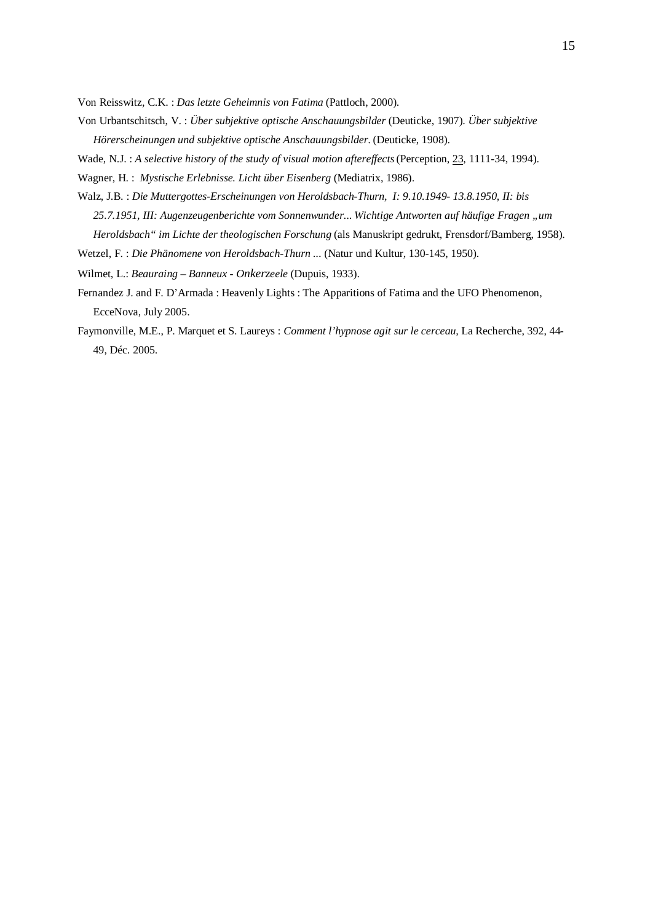Von Reisswitz, C.K. : *Das letzte Geheimnis von Fatima* (Pattloch, 2000).

Von Urbantschitsch, V. : *Über subjektive optische Anschauungsbilder* (Deuticke, 1907). *Über subjektive Hörerscheinungen und subjektive optische Anschauungsbilder*. (Deuticke, 1908).

Wade, N.J. : *A selective history of the study of visual motion aftereffects* (Perception, 23, 1111-34, 1994).

Wagner, H. : *Mystische Erlebnisse. Licht über Eisenberg* (Mediatrix, 1986).

Walz, J.B. : *Die Muttergottes-Erscheinungen von Heroldsbach-Thurn, I: 9.10.1949- 13.8.1950, II: bis 25.7.1951, III: Augenzeugenberichte vom Sonnenwunder... Wichtige Antworten auf häufige Fragen „um Heroldsbach" im Lichte der theologischen Forschung* (als Manuskript gedrukt, Frensdorf/Bamberg, 1958).

Wetzel, F. : *Die Phänomene von Heroldsbach-Thurn ...* (Natur und Kultur, 130-145, 1950).

Wilmet, L.: *Beauraing – Banneux - Onkerzeele* (Dupuis, 1933).

Fernandez J. and F. D'Armada : Heavenly Lights : The Apparitions of Fatima and the UFO Phenomenon, EcceNova, July 2005.

Faymonville, M.E., P. Marquet et S. Laureys : *Comment l'hypnose agit sur le cerceau*, La Recherche, 392, 44-49, Déc. 2005.